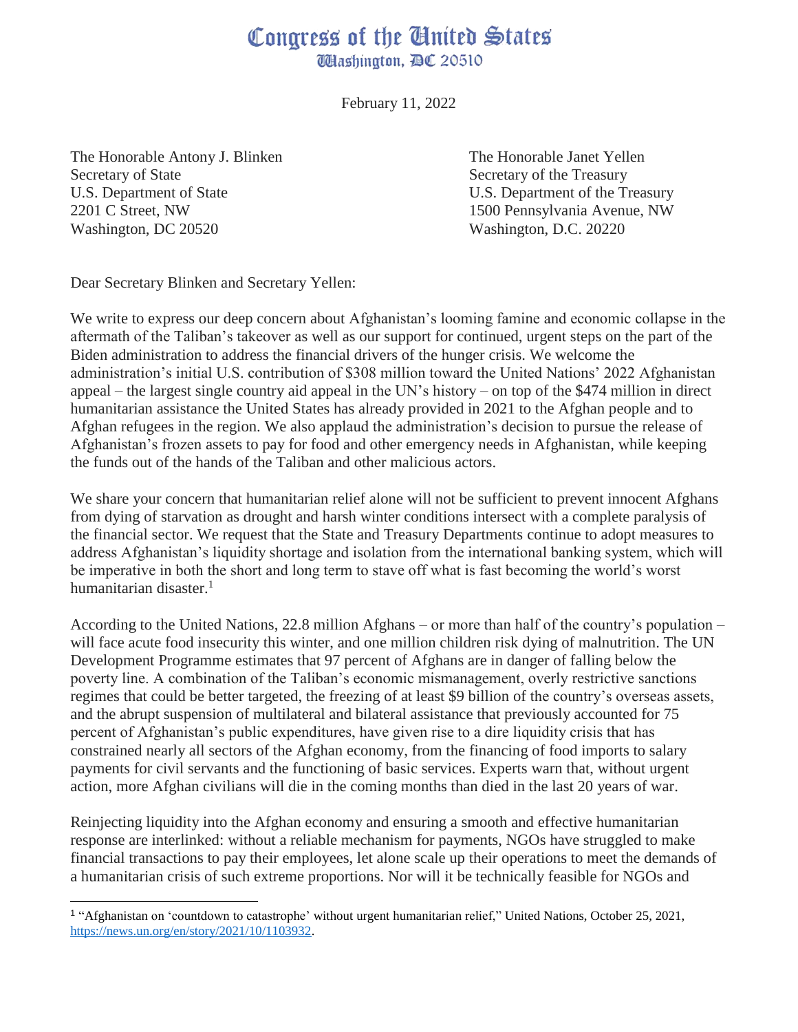# Congress of the United States

Washington, DC 20510

February 11, 2022

The Honorable Antony J. Blinken
Secretary of State
U.S. Department of State
2201 C Street, NW
Washington, DC 20520

The Honorable Janet Yellen
Secretary of the Treasury
U.S. Department of the Treasury
1500 Pennsylvania Avenue, NW
Washington, D.C. 20220

Dear Secretary Blinken and Secretary Yellen:

We write to express our deep concern about Afghanistan's looming famine and economic collapse in the aftermath of the Taliban's takeover as well as our support for continued, urgent steps on the part of the Biden administration to address the financial drivers of the hunger crisis. We welcome the administration's initial U.S. contribution of $308 million toward the United Nations' 2022 Afghanistan appeal – the largest single country aid appeal in the UN's history – on top of the $474 million in direct humanitarian assistance the United States has already provided in 2021 to the Afghan people and to Afghan refugees in the region. We also applaud the administration's decision to pursue the release of Afghanistan's frozen assets to pay for food and other emergency needs in Afghanistan, while keeping the funds out of the hands of the Taliban and other malicious actors.

We share your concern that humanitarian relief alone will not be sufficient to prevent innocent Afghans from dying of starvation as drought and harsh winter conditions intersect with a complete paralysis of the financial sector. We request that the State and Treasury Departments continue to adopt measures to address Afghanistan's liquidity shortage and isolation from the international banking system, which will be imperative in both the short and long term to stave off what is fast becoming the world's worst humanitarian disaster.[1]

According to the United Nations, 22.8 million Afghans – or more than half of the country's population – will face acute food insecurity this winter, and one million children risk dying of malnutrition. The UN Development Programme estimates that 97 percent of Afghans are in danger of falling below the poverty line. A combination of the Taliban's economic mismanagement, overly restrictive sanctions regimes that could be better targeted, the freezing of at least $9 billion of the country's overseas assets, and the abrupt suspension of multilateral and bilateral assistance that previously accounted for 75 percent of Afghanistan's public expenditures, have given rise to a dire liquidity crisis that has constrained nearly all sectors of the Afghan economy, from the financing of food imports to salary payments for civil servants and the functioning of basic services. Experts warn that, without urgent action, more Afghan civilians will die in the coming months than died in the last 20 years of war.

Reinjecting liquidity into the Afghan economy and ensuring a smooth and effective humanitarian response are interlinked: without a reliable mechanism for payments, NGOs have struggled to make financial transactions to pay their employees, let alone scale up their operations to meet the demands of a humanitarian crisis of such extreme proportions. Nor will it be technically feasible for NGOs and

[1] "Afghanistan on 'countdown to catastrophe' without urgent humanitarian relief," United Nations, October 25, 2021, https://news.un.org/en/story/2021/10/1103932.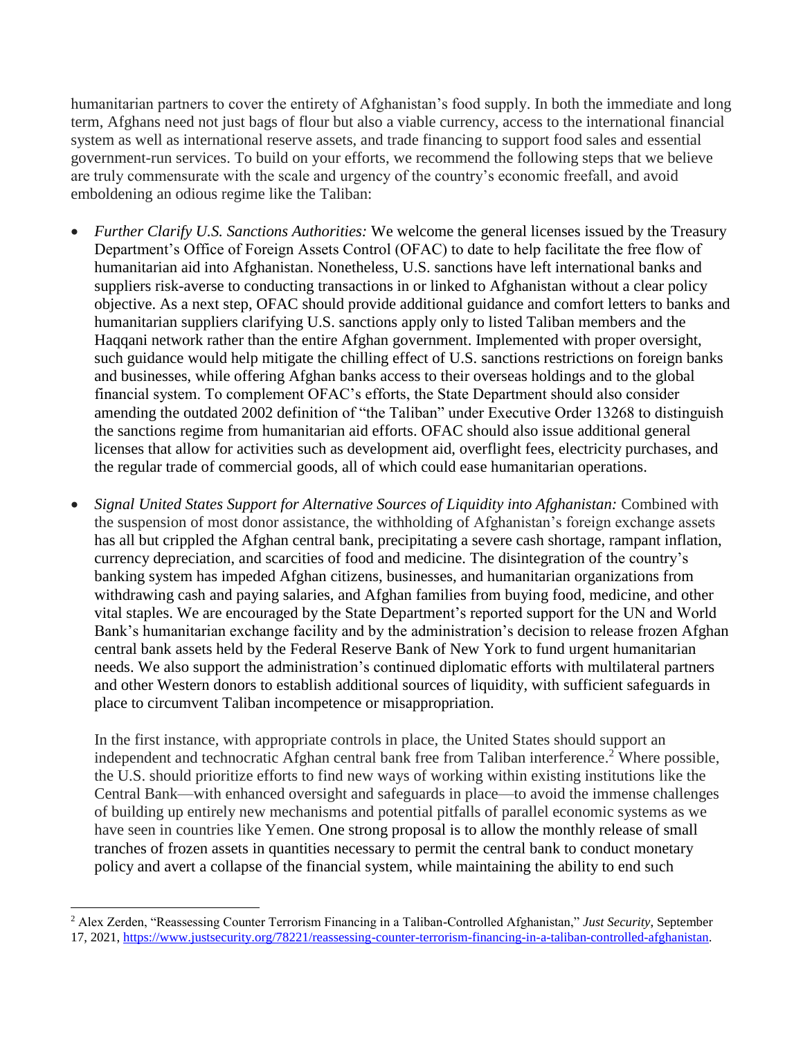humanitarian partners to cover the entirety of Afghanistan's food supply. In both the immediate and long term, Afghans need not just bags of flour but also a viable currency, access to the international financial system as well as international reserve assets, and trade financing to support food sales and essential government-run services. To build on your efforts, we recommend the following steps that we believe are truly commensurate with the scale and urgency of the country's economic freefall, and avoid emboldening an odious regime like the Taliban:

- *Further Clarify U.S. Sanctions Authorities:* We welcome the general licenses issued by the Treasury Department's Office of Foreign Assets Control (OFAC) to date to help facilitate the free flow of humanitarian aid into Afghanistan. Nonetheless, U.S. sanctions have left international banks and suppliers risk-averse to conducting transactions in or linked to Afghanistan without a clear policy objective. As a next step, OFAC should provide additional guidance and comfort letters to banks and humanitarian suppliers clarifying U.S. sanctions apply only to listed Taliban members and the Haqqani network rather than the entire Afghan government. Implemented with proper oversight, such guidance would help mitigate the chilling effect of U.S. sanctions restrictions on foreign banks and businesses, while offering Afghan banks access to their overseas holdings and to the global financial system. To complement OFAC's efforts, the State Department should also consider amending the outdated 2002 definition of "the Taliban" under Executive Order 13268 to distinguish the sanctions regime from humanitarian aid efforts. OFAC should also issue additional general licenses that allow for activities such as development aid, overflight fees, electricity purchases, and the regular trade of commercial goods, all of which could ease humanitarian operations.

- *Signal United States Support for Alternative Sources of Liquidity into Afghanistan:* Combined with the suspension of most donor assistance, the withholding of Afghanistan's foreign exchange assets has all but crippled the Afghan central bank, precipitating a severe cash shortage, rampant inflation, currency depreciation, and scarcities of food and medicine. The disintegration of the country's banking system has impeded Afghan citizens, businesses, and humanitarian organizations from withdrawing cash and paying salaries, and Afghan families from buying food, medicine, and other vital staples. We are encouraged by the State Department's reported support for the UN and World Bank's humanitarian exchange facility and by the administration's decision to release frozen Afghan central bank assets held by the Federal Reserve Bank of New York to fund urgent humanitarian needs. We also support the administration's continued diplomatic efforts with multilateral partners and other Western donors to establish additional sources of liquidity, with sufficient safeguards in place to circumvent Taliban incompetence or misappropriation.

  In the first instance, with appropriate controls in place, the United States should support an independent and technocratic Afghan central bank free from Taliban interference.[2] Where possible, the U.S. should prioritize efforts to find new ways of working within existing institutions like the Central Bank—with enhanced oversight and safeguards in place—to avoid the immense challenges of building up entirely new mechanisms and potential pitfalls of parallel economic systems as we have seen in countries like Yemen. One strong proposal is to allow the monthly release of small tranches of frozen assets in quantities necessary to permit the central bank to conduct monetary policy and avert a collapse of the financial system, while maintaining the ability to end such

[2] Alex Zerden, "Reassessing Counter Terrorism Financing in a Taliban-Controlled Afghanistan," *Just Security*, September 17, 2021, https://www.justsecurity.org/78221/reassessing-counter-terrorism-financing-in-a-taliban-controlled-afghanistan.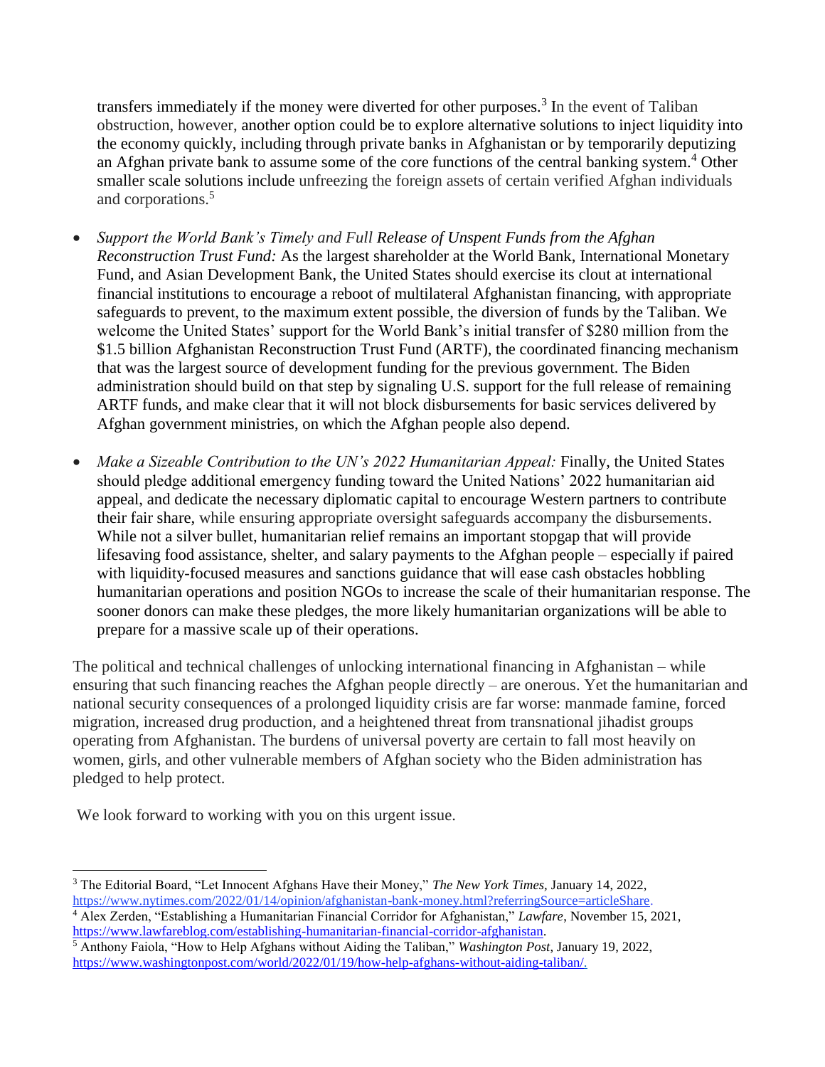transfers immediately if the money were diverted for other purposes.[3] In the event of Taliban obstruction, however, another option could be to explore alternative solutions to inject liquidity into the economy quickly, including through private banks in Afghanistan or by temporarily deputizing an Afghan private bank to assume some of the core functions of the central banking system.[4] Other smaller scale solutions include unfreezing the foreign assets of certain verified Afghan individuals and corporations.[5]

- *Support the World Bank's Timely and Full Release of Unspent Funds from the Afghan Reconstruction Trust Fund:* As the largest shareholder at the World Bank, International Monetary Fund, and Asian Development Bank, the United States should exercise its clout at international financial institutions to encourage a reboot of multilateral Afghanistan financing, with appropriate safeguards to prevent, to the maximum extent possible, the diversion of funds by the Taliban. We welcome the United States' support for the World Bank's initial transfer of $280 million from the $1.5 billion Afghanistan Reconstruction Trust Fund (ARTF), the coordinated financing mechanism that was the largest source of development funding for the previous government. The Biden administration should build on that step by signaling U.S. support for the full release of remaining ARTF funds, and make clear that it will not block disbursements for basic services delivered by Afghan government ministries, on which the Afghan people also depend.

- *Make a Sizeable Contribution to the UN's 2022 Humanitarian Appeal:* Finally, the United States should pledge additional emergency funding toward the United Nations' 2022 humanitarian aid appeal, and dedicate the necessary diplomatic capital to encourage Western partners to contribute their fair share, while ensuring appropriate oversight safeguards accompany the disbursements. While not a silver bullet, humanitarian relief remains an important stopgap that will provide lifesaving food assistance, shelter, and salary payments to the Afghan people – especially if paired with liquidity-focused measures and sanctions guidance that will ease cash obstacles hobbling humanitarian operations and position NGOs to increase the scale of their humanitarian response. The sooner donors can make these pledges, the more likely humanitarian organizations will be able to prepare for a massive scale up of their operations.

The political and technical challenges of unlocking international financing in Afghanistan – while ensuring that such financing reaches the Afghan people directly – are onerous. Yet the humanitarian and national security consequences of a prolonged liquidity crisis are far worse: manmade famine, forced migration, increased drug production, and a heightened threat from transnational jihadist groups operating from Afghanistan. The burdens of universal poverty are certain to fall most heavily on women, girls, and other vulnerable members of Afghan society who the Biden administration has pledged to help protect.

We look forward to working with you on this urgent issue.

---

[3] The Editorial Board, "Let Innocent Afghans Have their Money," *The New York Times*, January 14, 2022, https://www.nytimes.com/2022/01/14/opinion/afghanistan-bank-money.html?referringSource=articleShare.

[4] Alex Zerden, "Establishing a Humanitarian Financial Corridor for Afghanistan," *Lawfare*, November 15, 2021, https://www.lawfareblog.com/establishing-humanitarian-financial-corridor-afghanistan.

[5] Anthony Faiola, "How to Help Afghans without Aiding the Taliban," *Washington Post*, January 19, 2022, https://www.washingtonpost.com/world/2022/01/19/how-help-afghans-without-aiding-taliban/.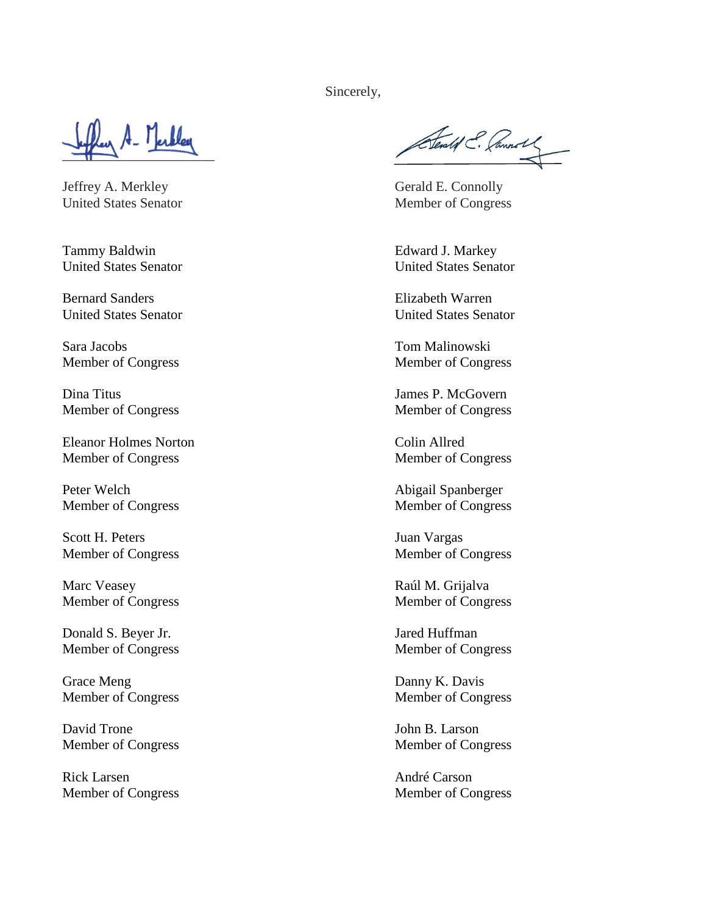Sincerely,

Jeffrey A. Merkley
United States Senator

Gerald E. Connolly
Member of Congress

Tammy Baldwin
United States Senator

Edward J. Markey
United States Senator

Bernard Sanders
United States Senator

Elizabeth Warren
United States Senator

Sara Jacobs
Member of Congress

Tom Malinowski
Member of Congress

Dina Titus
Member of Congress

James P. McGovern
Member of Congress

Eleanor Holmes Norton
Member of Congress

Colin Allred
Member of Congress

Peter Welch
Member of Congress

Abigail Spanberger
Member of Congress

Scott H. Peters
Member of Congress

Juan Vargas
Member of Congress

Marc Veasey
Member of Congress

Raúl M. Grijalva
Member of Congress

Donald S. Beyer Jr.
Member of Congress

Jared Huffman
Member of Congress

Grace Meng
Member of Congress

Danny K. Davis
Member of Congress

David Trone
Member of Congress

John B. Larson
Member of Congress

Rick Larsen
Member of Congress

André Carson
Member of Congress